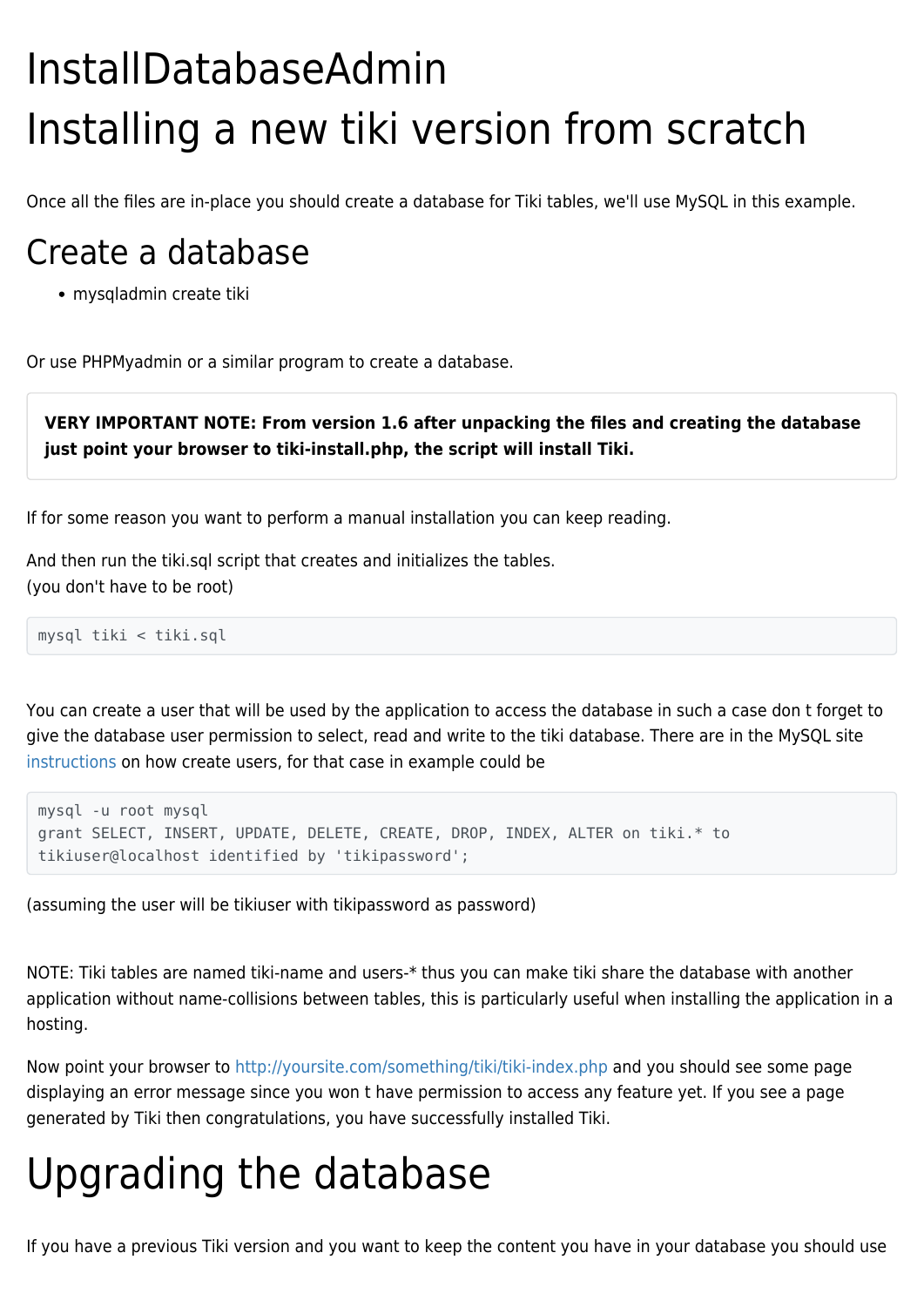# InstallDatabaseAdmin

# Installing a new tiki version from scratch

Once all the files are in-place you should create a database for Tiki tables, we'll use MySQL in this example.

## Create a database

- mysqladmin create tiki

Or use PHPMyadmin or a similar program to create a database.

> **VERY IMPORTANT NOTE: From version 1.6 after unpacking the files and creating the database just point your browser to tiki-install.php, the script will install Tiki.**

If for some reason you want to perform a manual installation you can keep reading.

And then run the tiki.sql script that creates and initializes the tables.
(you don't have to be root)

```
mysql tiki < tiki.sql
```

You can create a user that will be used by the application to access the database in such a case don t forget to give the database user permission to select, read and write to the tiki database. There are in the MySQL site instructions on how create users, for that case in example could be

```
mysql -u root mysql
grant SELECT, INSERT, UPDATE, DELETE, CREATE, DROP, INDEX, ALTER on tiki.* to
tikiuser@localhost identified by 'tikipassword';
```

(assuming the user will be tikiuser with tikipassword as password)

NOTE: Tiki tables are named tiki-name and users-* thus you can make tiki share the database with another application without name-collisions between tables, this is particularly useful when installing the application in a hosting.

Now point your browser to http://yoursite.com/something/tiki/tiki-index.php and you should see some page displaying an error message since you won t have permission to access any feature yet. If you see a page generated by Tiki then congratulations, you have successfully installed Tiki.

# Upgrading the database

If you have a previous Tiki version and you want to keep the content you have in your database you should use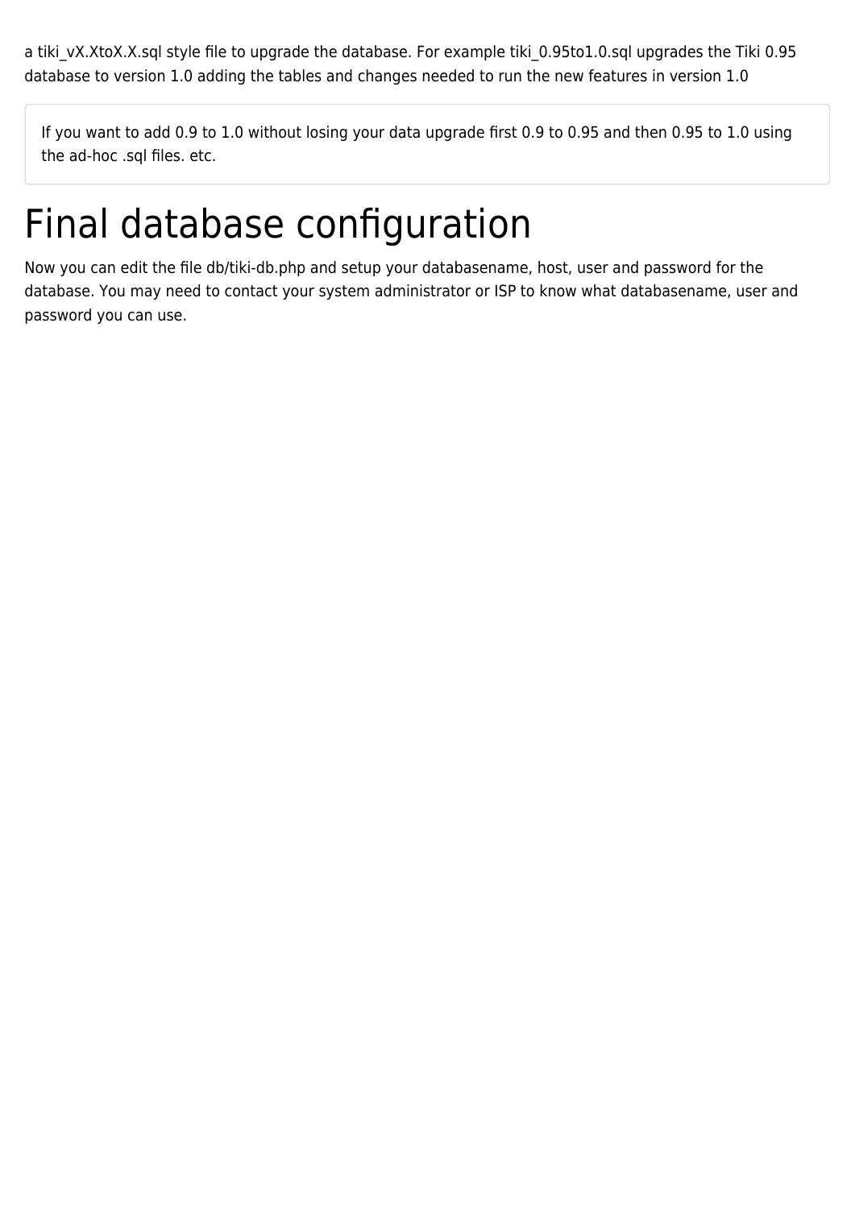a tiki_vX.XtoX.X.sql style file to upgrade the database. For example tiki_0.95to1.0.sql upgrades the Tiki 0.95 database to version 1.0 adding the tables and changes needed to run the new features in version 1.0

> If you want to add 0.9 to 1.0 without losing your data upgrade first 0.9 to 0.95 and then 0.95 to 1.0 using the ad-hoc .sql files. etc.

# Final database configuration

Now you can edit the file db/tiki-db.php and setup your databasename, host, user and password for the database. You may need to contact your system administrator or ISP to know what databasename, user and password you can use.